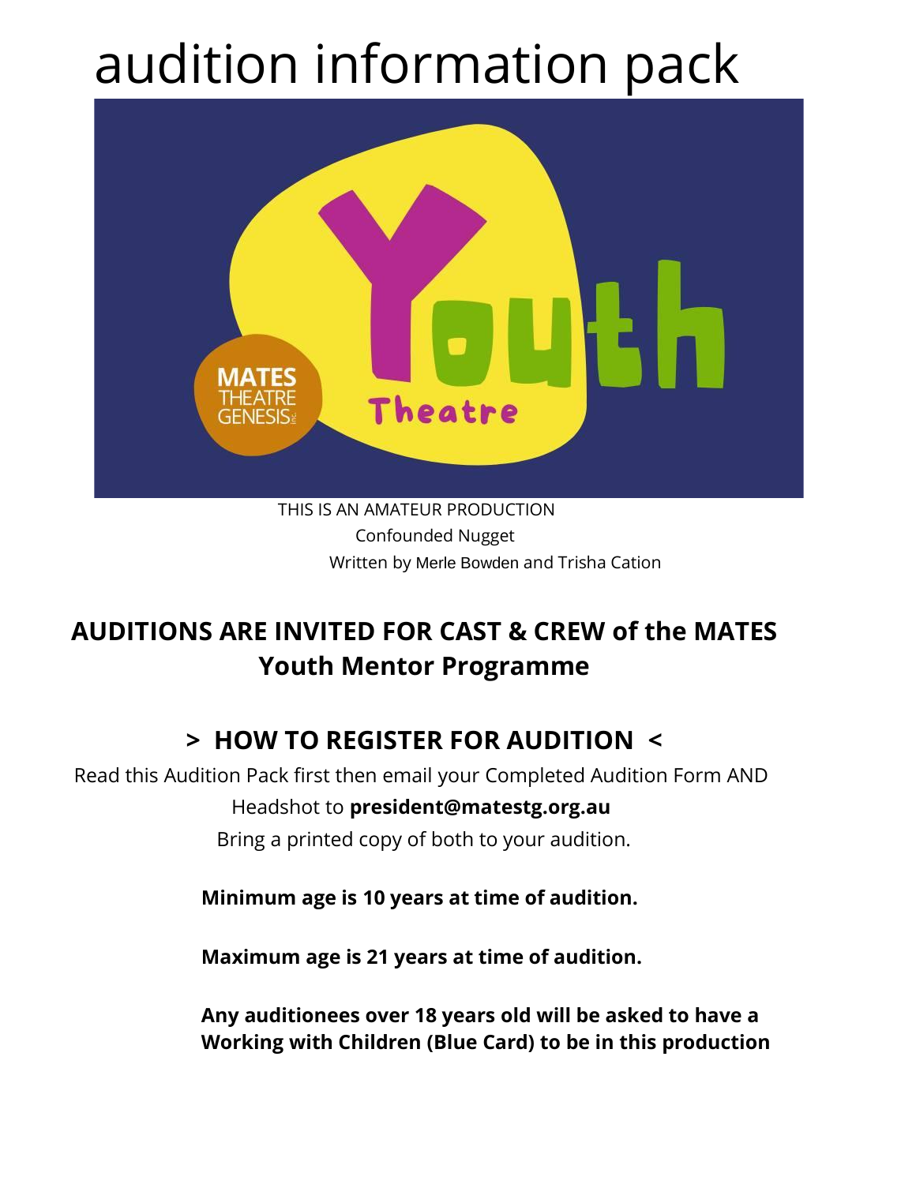# audition information pack

THIS IS AN AMATEUR PRODUCTION

Confounded Nugget

Written by Merle Bowden and Trisha Cation

## AUDITIONS ARE INVITED FOR CAST & CREW of the MATES Youth Mentor Programme

## > HOW TO REGISTER FOR AUDITION <

Read this Audition Pack first then email your Completed Audition Form AND Headshot to **president@matestg.org.au**

Bring a printed copy of both to your audition.

**Minimum age is 10 years at time of audition.**

**Maximum age is 21 years at time of audition.**

**Any auditionees over 18 years old will be asked to have a Working with Children (Blue Card) to be in this production**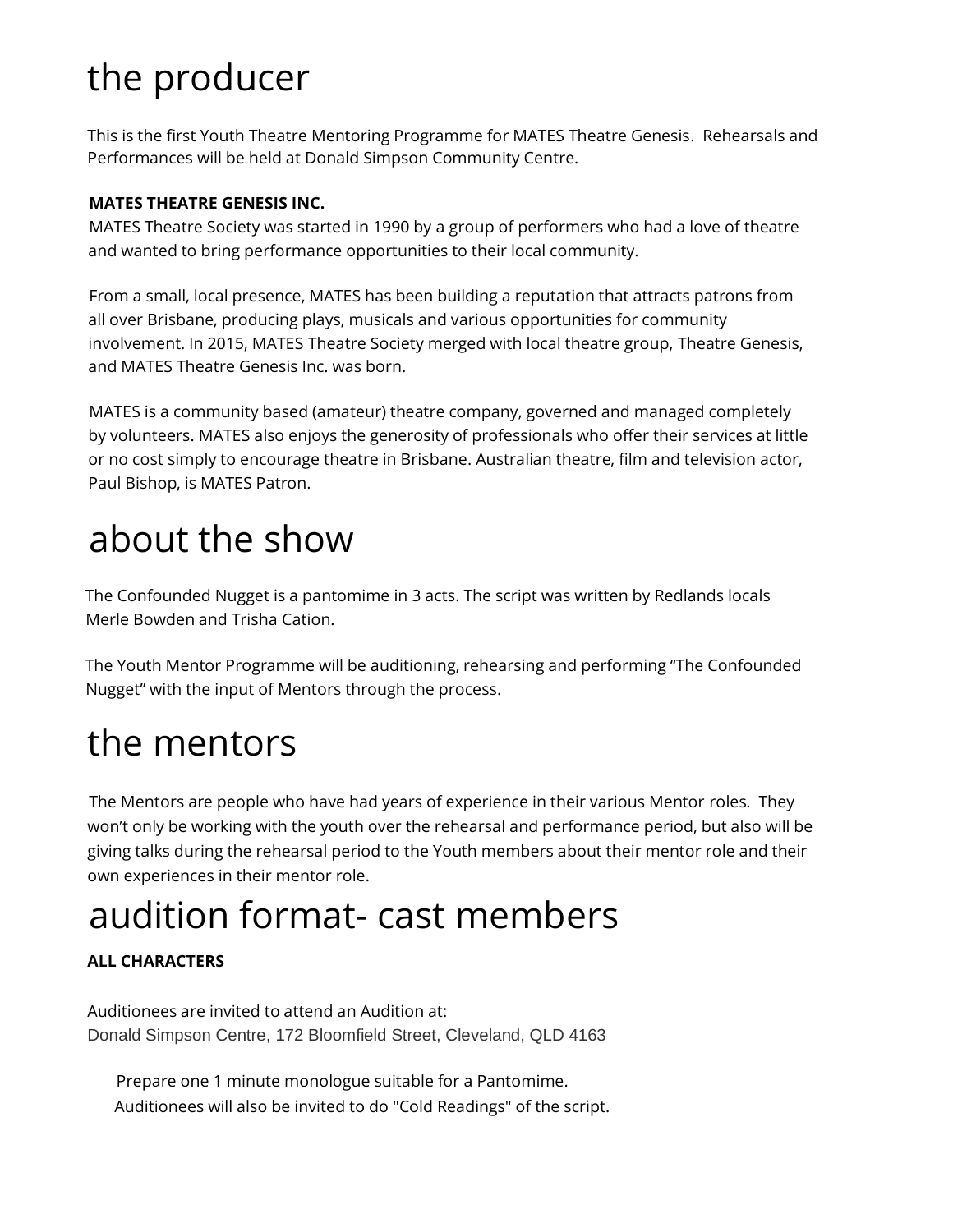# the producer

This is the first Youth Theatre Mentoring Programme for MATES Theatre Genesis. Rehearsals and Performances will be held at Donald Simpson Community Centre.

**MATES THEATRE GENESIS INC.**

MATES Theatre Society was started in 1990 by a group of performers who had a love of theatre and wanted to bring performance opportunities to their local community.

From a small, local presence, MATES has been building a reputation that attracts patrons from all over Brisbane, producing plays, musicals and various opportunities for community involvement. In 2015, MATES Theatre Society merged with local theatre group, Theatre Genesis, and MATES Theatre Genesis Inc. was born.

MATES is a community based (amateur) theatre company, governed and managed completely by volunteers. MATES also enjoys the generosity of professionals who offer their services at little or no cost simply to encourage theatre in Brisbane. Australian theatre, film and television actor, Paul Bishop, is MATES Patron.

# about the show

The Confounded Nugget is a pantomime in 3 acts. The script was written by Redlands locals Merle Bowden and Trisha Cation.

The Youth Mentor Programme will be auditioning, rehearsing and performing "The Confounded Nugget" with the input of Mentors through the process.

# the mentors

The Mentors are people who have had years of experience in their various Mentor roles. They won't only be working with the youth over the rehearsal and performance period, but also will be giving talks during the rehearsal period to the Youth members about their mentor role and their own experiences in their mentor role.

# audition format- cast members

**ALL CHARACTERS**

Auditionees are invited to attend an Audition at:
Donald Simpson Centre, 172 Bloomfield Street, Cleveland, QLD 4163

Prepare one 1 minute monologue suitable for a Pantomime.
Auditionees will also be invited to do "Cold Readings" of the script.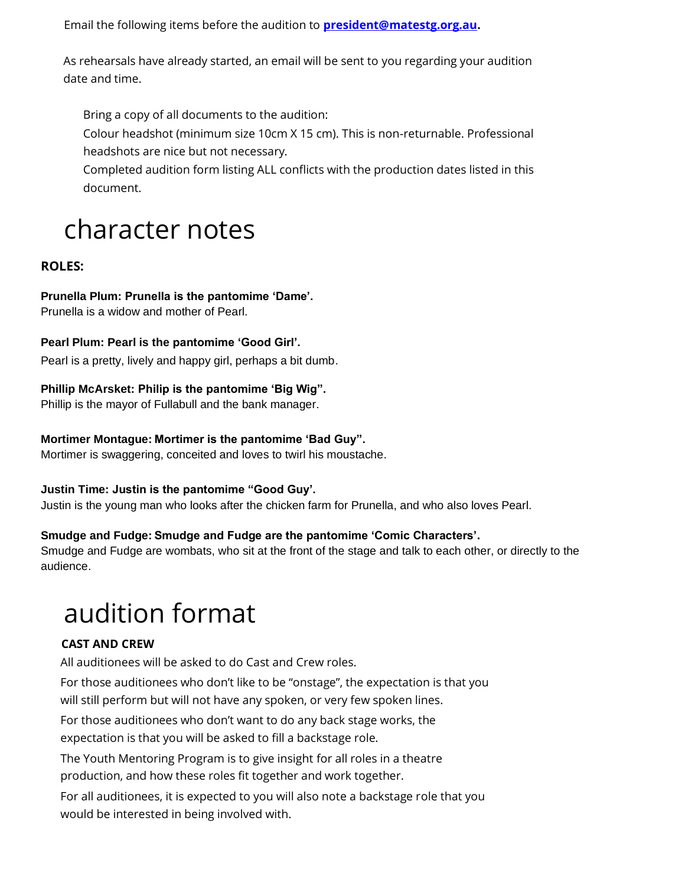Email the following items before the audition to **president@matestg.org.au.**

As rehearsals have already started, an email will be sent to you regarding your audition date and time.

Bring a copy of all documents to the audition:

Colour headshot (minimum size 10cm X 15 cm). This is non-returnable. Professional headshots are nice but not necessary.

Completed audition form listing ALL conflicts with the production dates listed in this document.

# character notes

**ROLES:**

**Prunella Plum: Prunella is the pantomime 'Dame'.**
Prunella is a widow and mother of Pearl.

**Pearl Plum: Pearl is the pantomime 'Good Girl'.**
Pearl is a pretty, lively and happy girl, perhaps a bit dumb.

**Phillip McArsket: Philip is the pantomime 'Big Wig".**
Phillip is the mayor of Fullabull and the bank manager.

**Mortimer Montague: Mortimer is the pantomime 'Bad Guy".**
Mortimer is swaggering, conceited and loves to twirl his moustache.

**Justin Time: Justin is the pantomime "Good Guy'.**
Justin is the young man who looks after the chicken farm for Prunella, and who also loves Pearl.

**Smudge and Fudge: Smudge and Fudge are the pantomime 'Comic Characters'.**
Smudge and Fudge are wombats, who sit at the front of the stage and talk to each other, or directly to the audience.

# audition format

**CAST AND CREW**

All auditionees will be asked to do Cast and Crew roles.

For those auditionees who don't like to be "onstage", the expectation is that you will still perform but will not have any spoken, or very few spoken lines.

For those auditionees who don't want to do any back stage works, the expectation is that you will be asked to fill a backstage role.

The Youth Mentoring Program is to give insight for all roles in a theatre production, and how these roles fit together and work together.

For all auditionees, it is expected to you will also note a backstage role that you would be interested in being involved with.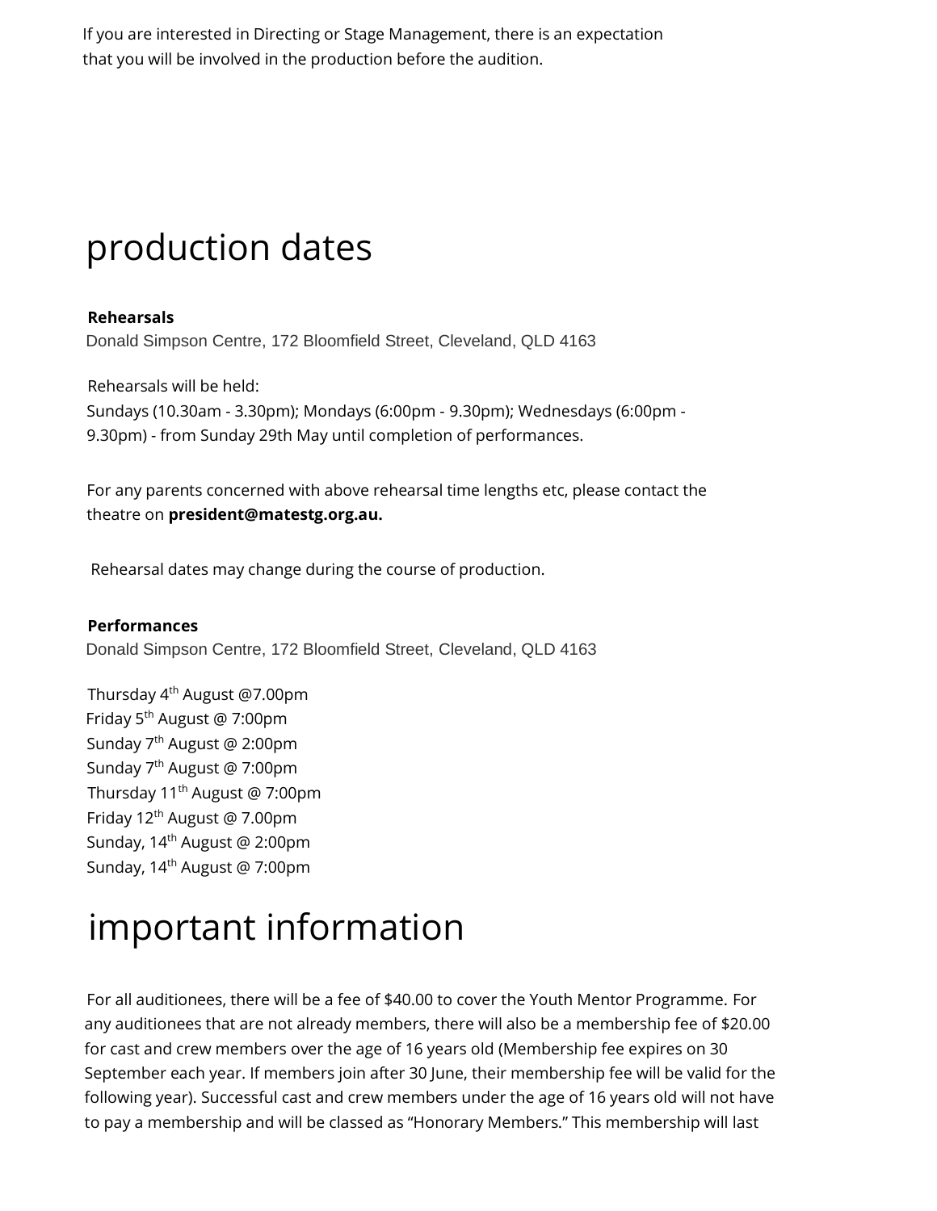If you are interested in Directing or Stage Management, there is an expectation that you will be involved in the production before the audition.

# production dates

**Rehearsals**
Donald Simpson Centre, 172 Bloomfield Street, Cleveland, QLD 4163

Rehearsals will be held:
Sundays (10.30am - 3.30pm); Mondays (6:00pm - 9.30pm); Wednesdays (6:00pm - 9.30pm) - from Sunday 29th May until completion of performances.

For any parents concerned with above rehearsal time lengths etc, please contact the theatre on **president@matestg.org.au.**

Rehearsal dates may change during the course of production.

**Performances**
Donald Simpson Centre, 172 Bloomfield Street, Cleveland, QLD 4163

Thursday 4th August @7.00pm
Friday 5th August @ 7:00pm
Sunday 7th August @ 2:00pm
Sunday 7th August @ 7:00pm
Thursday 11th August @ 7:00pm
Friday 12th August @ 7.00pm
Sunday, 14th August @ 2:00pm
Sunday, 14th August @ 7:00pm

# important information

For all auditionees, there will be a fee of $40.00 to cover the Youth Mentor Programme. For any auditionees that are not already members, there will also be a membership fee of $20.00 for cast and crew members over the age of 16 years old (Membership fee expires on 30 September each year. If members join after 30 June, their membership fee will be valid for the following year). Successful cast and crew members under the age of 16 years old will not have to pay a membership and will be classed as "Honorary Members." This membership will last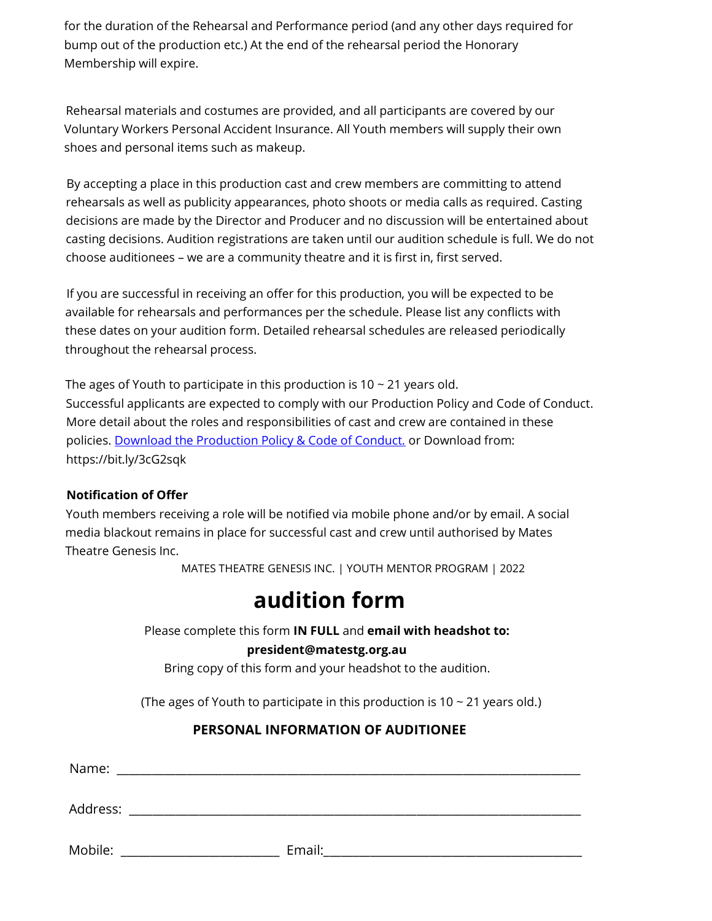for the duration of the Rehearsal and Performance period (and any other days required for bump out of the production etc.) At the end of the rehearsal period the Honorary Membership will expire.

Rehearsal materials and costumes are provided, and all participants are covered by our Voluntary Workers Personal Accident Insurance. All Youth members will supply their own shoes and personal items such as makeup.

By accepting a place in this production cast and crew members are committing to attend rehearsals as well as publicity appearances, photo shoots or media calls as required. Casting decisions are made by the Director and Producer and no discussion will be entertained about casting decisions. Audition registrations are taken until our audition schedule is full. We do not choose auditionees – we are a community theatre and it is first in, first served.

If you are successful in receiving an offer for this production, you will be expected to be available for rehearsals and performances per the schedule. Please list any conflicts with these dates on your audition form. Detailed rehearsal schedules are released periodically throughout the rehearsal process.

The ages of Youth to participate in this production is 10 ~ 21 years old.
Successful applicants are expected to comply with our Production Policy and Code of Conduct. More detail about the roles and responsibilities of cast and crew are contained in these policies. [Download the Production Policy & Code of Conduct.] or Download from: https://bit.ly/3cG2sqk

**Notification of Offer**

Youth members receiving a role will be notified via mobile phone and/or by email. A social media blackout remains in place for successful cast and crew until authorised by Mates Theatre Genesis Inc.

MATES THEATRE GENESIS INC. | YOUTH MENTOR PROGRAM | 2022

# audition form

Please complete this form **IN FULL** and **email with headshot to:**
**president@matestg.org.au**
Bring copy of this form and your headshot to the audition.

(The ages of Youth to participate in this production is 10 ~ 21 years old.)

**PERSONAL INFORMATION OF AUDITIONEE**

Name: ______________________________________________________________

Address: ____________________________________________________________

Mobile: ____________________ Email:_________________________________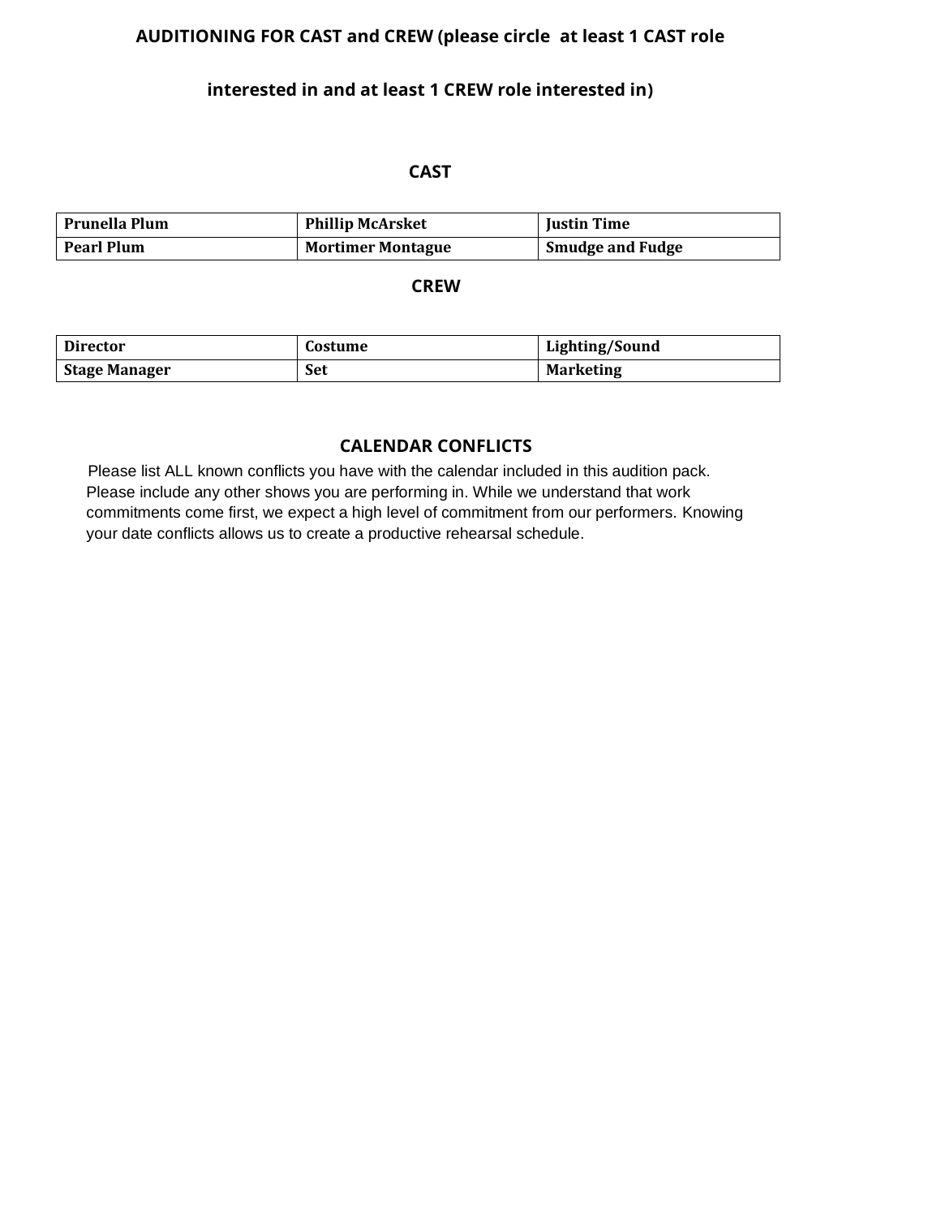**AUDITIONING FOR CAST and CREW (please circle at least 1 CAST role interested in and at least 1 CREW role interested in)**

## CAST

| | | |
|---|---|---|
| **Prunella Plum** | **Phillip McArsket** | **Justin Time** |
| **Pearl Plum** | **Mortimer Montague** | **Smudge and Fudge** |

## CREW

| | | |
|---|---|---|
| **Director** | **Costume** | **Lighting/Sound** |
| **Stage Manager** | **Set** | **Marketing** |

## CALENDAR CONFLICTS

Please list ALL known conflicts you have with the calendar included in this audition pack. Please include any other shows you are performing in. While we understand that work commitments come first, we expect a high level of commitment from our performers. Knowing your date conflicts allows us to create a productive rehearsal schedule.